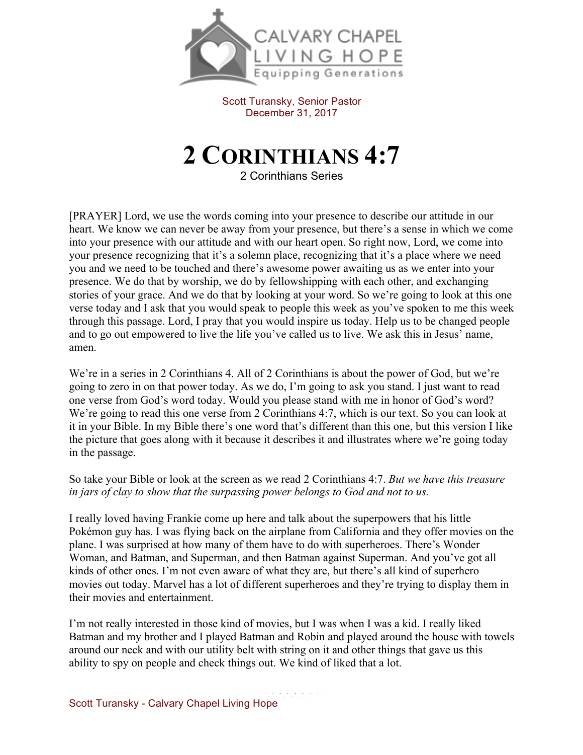Scott Turansky, Senior Pastor
December 31, 2017

# 2 CORINTHIANS 4:7

2 Corinthians Series

[PRAYER] Lord, we use the words coming into your presence to describe our attitude in our heart. We know we can never be away from your presence, but there's a sense in which we come into your presence with our attitude and with our heart open. So right now, Lord, we come into your presence recognizing that it's a solemn place, recognizing that it's a place where we need you and we need to be touched and there's awesome power awaiting us as we enter into your presence. We do that by worship, we do by fellowshipping with each other, and exchanging stories of your grace. And we do that by looking at your word. So we're going to look at this one verse today and I ask that you would speak to people this week as you've spoken to me this week through this passage. Lord, I pray that you would inspire us today. Help us to be changed people and to go out empowered to live the life you've called us to live. We ask this in Jesus' name, amen.

We're in a series in 2 Corinthians 4. All of 2 Corinthians is about the power of God, but we're going to zero in on that power today. As we do, I'm going to ask you stand. I just want to read one verse from God's word today. Would you please stand with me in honor of God's word? We're going to read this one verse from 2 Corinthians 4:7, which is our text. So you can look at it in your Bible. In my Bible there's one word that's different than this one, but this version I like the picture that goes along with it because it describes it and illustrates where we're going today in the passage.

So take your Bible or look at the screen as we read 2 Corinthians 4:7. *But we have this treasure in jars of clay to show that the surpassing power belongs to God and not to us.*

I really loved having Frankie come up here and talk about the superpowers that his little Pokémon guy has. I was flying back on the airplane from California and they offer movies on the plane. I was surprised at how many of them have to do with superheroes. There's Wonder Woman, and Batman, and Superman, and then Batman against Superman. And you've got all kinds of other ones. I'm not even aware of what they are, but there's all kind of superhero movies out today. Marvel has a lot of different superheroes and they're trying to display them in their movies and entertainment.

I'm not really interested in those kind of movies, but I was when I was a kid. I really liked Batman and my brother and I played Batman and Robin and played around the house with towels around our neck and with our utility belt with string on it and other things that gave us this ability to spy on people and check things out. We kind of liked that a lot.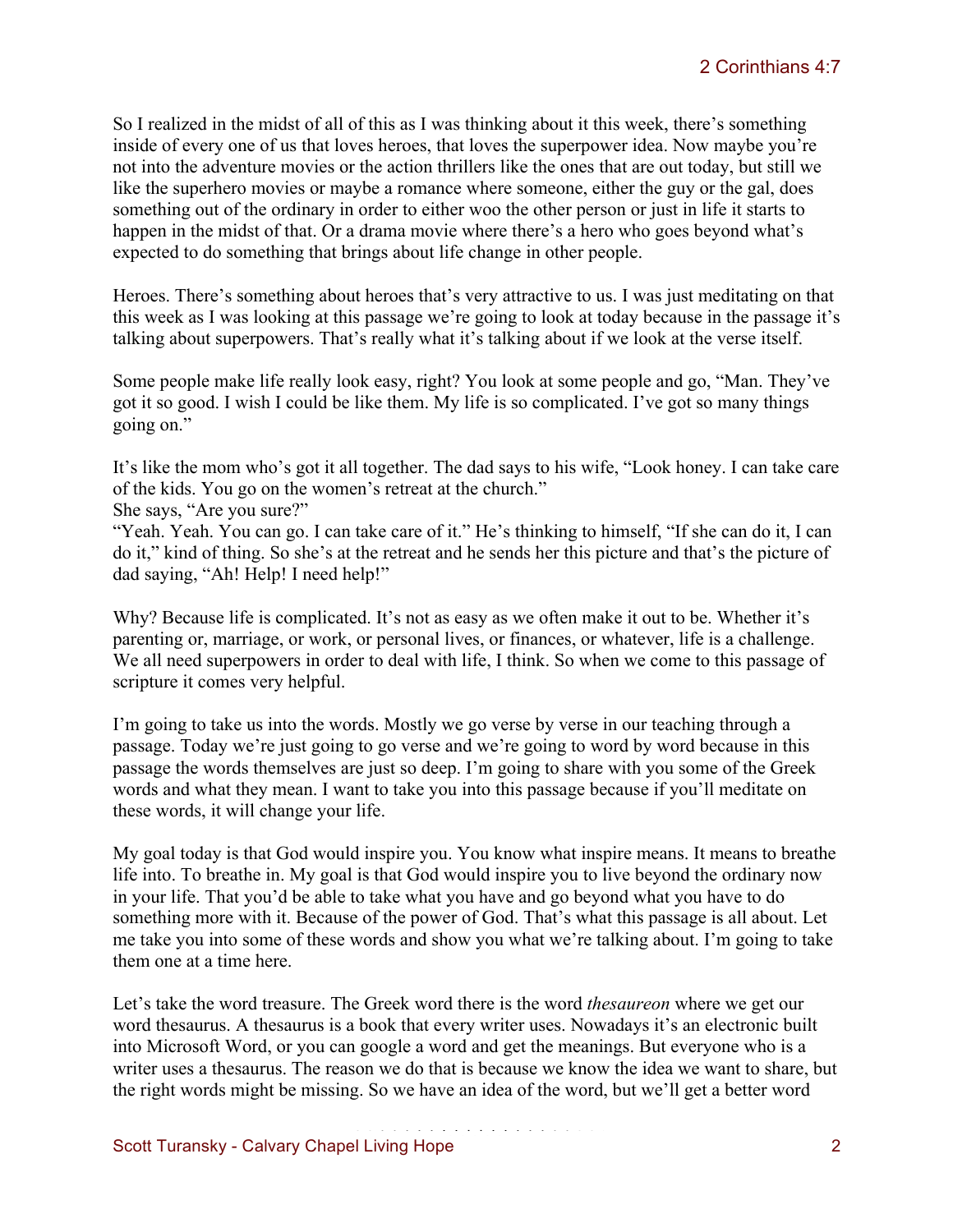So I realized in the midst of all of this as I was thinking about it this week, there's something inside of every one of us that loves heroes, that loves the superpower idea. Now maybe you're not into the adventure movies or the action thrillers like the ones that are out today, but still we like the superhero movies or maybe a romance where someone, either the guy or the gal, does something out of the ordinary in order to either woo the other person or just in life it starts to happen in the midst of that. Or a drama movie where there's a hero who goes beyond what's expected to do something that brings about life change in other people.

Heroes. There's something about heroes that's very attractive to us. I was just meditating on that this week as I was looking at this passage we're going to look at today because in the passage it's talking about superpowers. That's really what it's talking about if we look at the verse itself.

Some people make life really look easy, right? You look at some people and go, "Man. They've got it so good. I wish I could be like them. My life is so complicated. I've got so many things going on."

It's like the mom who's got it all together. The dad says to his wife, "Look honey. I can take care of the kids. You go on the women's retreat at the church."
She says, "Are you sure?"
"Yeah. Yeah. You can go. I can take care of it." He's thinking to himself, "If she can do it, I can do it," kind of thing. So she's at the retreat and he sends her this picture and that's the picture of dad saying, "Ah! Help! I need help!"

Why? Because life is complicated. It's not as easy as we often make it out to be. Whether it's parenting or, marriage, or work, or personal lives, or finances, or whatever, life is a challenge. We all need superpowers in order to deal with life, I think. So when we come to this passage of scripture it comes very helpful.

I'm going to take us into the words. Mostly we go verse by verse in our teaching through a passage. Today we're just going to go verse and we're going to word by word because in this passage the words themselves are just so deep. I'm going to share with you some of the Greek words and what they mean. I want to take you into this passage because if you'll meditate on these words, it will change your life.

My goal today is that God would inspire you. You know what inspire means. It means to breathe life into. To breathe in. My goal is that God would inspire you to live beyond the ordinary now in your life. That you'd be able to take what you have and go beyond what you have to do something more with it. Because of the power of God. That's what this passage is all about. Let me take you into some of these words and show you what we're talking about. I'm going to take them one at a time here.

Let's take the word treasure. The Greek word there is the word *thesaureon* where we get our word thesaurus. A thesaurus is a book that every writer uses. Nowadays it's an electronic built into Microsoft Word, or you can google a word and get the meanings. But everyone who is a writer uses a thesaurus. The reason we do that is because we know the idea we want to share, but the right words might be missing. So we have an idea of the word, but we'll get a better word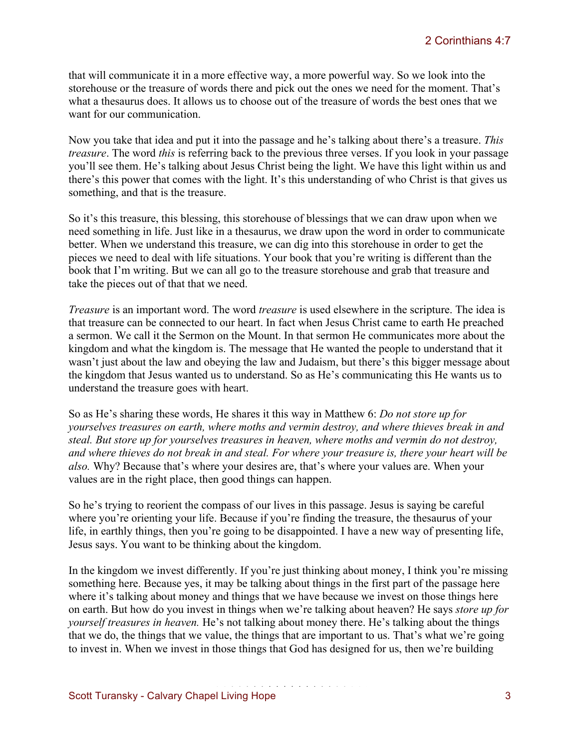that will communicate it in a more effective way, a more powerful way. So we look into the storehouse or the treasure of words there and pick out the ones we need for the moment. That's what a thesaurus does. It allows us to choose out of the treasure of words the best ones that we want for our communication.

Now you take that idea and put it into the passage and he's talking about there's a treasure. *This treasure*. The word *this* is referring back to the previous three verses. If you look in your passage you'll see them. He's talking about Jesus Christ being the light. We have this light within us and there's this power that comes with the light. It's this understanding of who Christ is that gives us something, and that is the treasure.

So it's this treasure, this blessing, this storehouse of blessings that we can draw upon when we need something in life. Just like in a thesaurus, we draw upon the word in order to communicate better. When we understand this treasure, we can dig into this storehouse in order to get the pieces we need to deal with life situations. Your book that you're writing is different than the book that I'm writing. But we can all go to the treasure storehouse and grab that treasure and take the pieces out of that that we need.

*Treasure* is an important word. The word *treasure* is used elsewhere in the scripture. The idea is that treasure can be connected to our heart. In fact when Jesus Christ came to earth He preached a sermon. We call it the Sermon on the Mount. In that sermon He communicates more about the kingdom and what the kingdom is. The message that He wanted the people to understand that it wasn't just about the law and obeying the law and Judaism, but there's this bigger message about the kingdom that Jesus wanted us to understand. So as He's communicating this He wants us to understand the treasure goes with heart.

So as He's sharing these words, He shares it this way in Matthew 6: *Do not store up for yourselves treasures on earth, where moths and vermin destroy, and where thieves break in and steal. But store up for yourselves treasures in heaven, where moths and vermin do not destroy, and where thieves do not break in and steal. For where your treasure is, there your heart will be also.* Why? Because that's where your desires are, that's where your values are. When your values are in the right place, then good things can happen.

So he's trying to reorient the compass of our lives in this passage. Jesus is saying be careful where you're orienting your life. Because if you're finding the treasure, the thesaurus of your life, in earthly things, then you're going to be disappointed. I have a new way of presenting life, Jesus says. You want to be thinking about the kingdom.

In the kingdom we invest differently. If you're just thinking about money, I think you're missing something here. Because yes, it may be talking about things in the first part of the passage here where it's talking about money and things that we have because we invest on those things here on earth. But how do you invest in things when we're talking about heaven? He says *store up for yourself treasures in heaven.* He's not talking about money there. He's talking about the things that we do, the things that we value, the things that are important to us. That's what we're going to invest in. When we invest in those things that God has designed for us, then we're building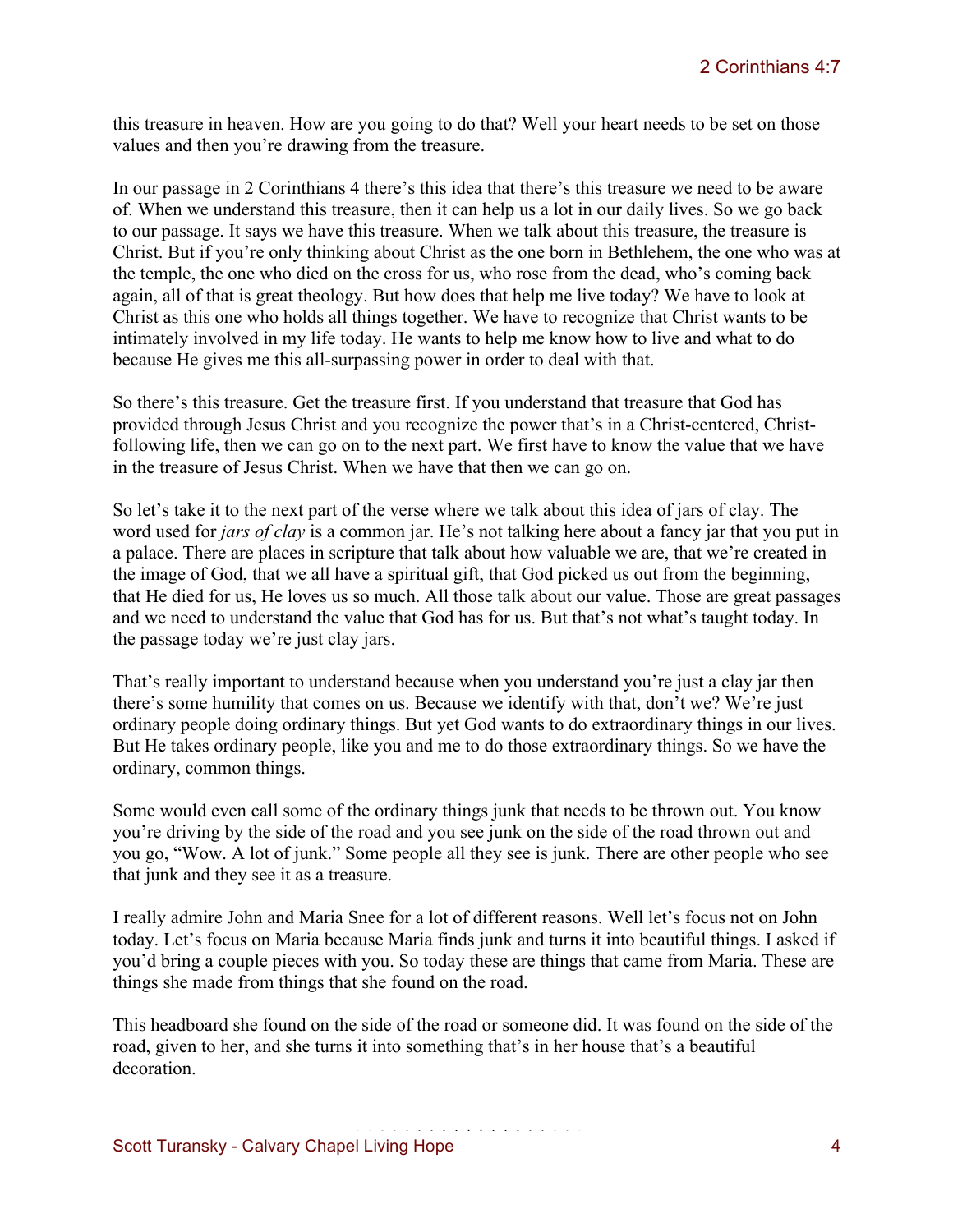this treasure in heaven. How are you going to do that? Well your heart needs to be set on those values and then you're drawing from the treasure.

In our passage in 2 Corinthians 4 there's this idea that there's this treasure we need to be aware of. When we understand this treasure, then it can help us a lot in our daily lives. So we go back to our passage. It says we have this treasure. When we talk about this treasure, the treasure is Christ. But if you're only thinking about Christ as the one born in Bethlehem, the one who was at the temple, the one who died on the cross for us, who rose from the dead, who's coming back again, all of that is great theology. But how does that help me live today? We have to look at Christ as this one who holds all things together. We have to recognize that Christ wants to be intimately involved in my life today. He wants to help me know how to live and what to do because He gives me this all-surpassing power in order to deal with that.

So there's this treasure. Get the treasure first. If you understand that treasure that God has provided through Jesus Christ and you recognize the power that's in a Christ-centered, Christ-following life, then we can go on to the next part. We first have to know the value that we have in the treasure of Jesus Christ. When we have that then we can go on.

So let's take it to the next part of the verse where we talk about this idea of jars of clay. The word used for *jars of clay* is a common jar. He's not talking here about a fancy jar that you put in a palace. There are places in scripture that talk about how valuable we are, that we're created in the image of God, that we all have a spiritual gift, that God picked us out from the beginning, that He died for us, He loves us so much. All those talk about our value. Those are great passages and we need to understand the value that God has for us. But that's not what's taught today. In the passage today we're just clay jars.

That's really important to understand because when you understand you're just a clay jar then there's some humility that comes on us. Because we identify with that, don't we? We're just ordinary people doing ordinary things. But yet God wants to do extraordinary things in our lives. But He takes ordinary people, like you and me to do those extraordinary things. So we have the ordinary, common things.

Some would even call some of the ordinary things junk that needs to be thrown out. You know you're driving by the side of the road and you see junk on the side of the road thrown out and you go, "Wow. A lot of junk." Some people all they see is junk. There are other people who see that junk and they see it as a treasure.

I really admire John and Maria Snee for a lot of different reasons. Well let's focus not on John today. Let's focus on Maria because Maria finds junk and turns it into beautiful things. I asked if you'd bring a couple pieces with you. So today these are things that came from Maria. These are things she made from things that she found on the road.

This headboard she found on the side of the road or someone did. It was found on the side of the road, given to her, and she turns it into something that's in her house that's a beautiful decoration.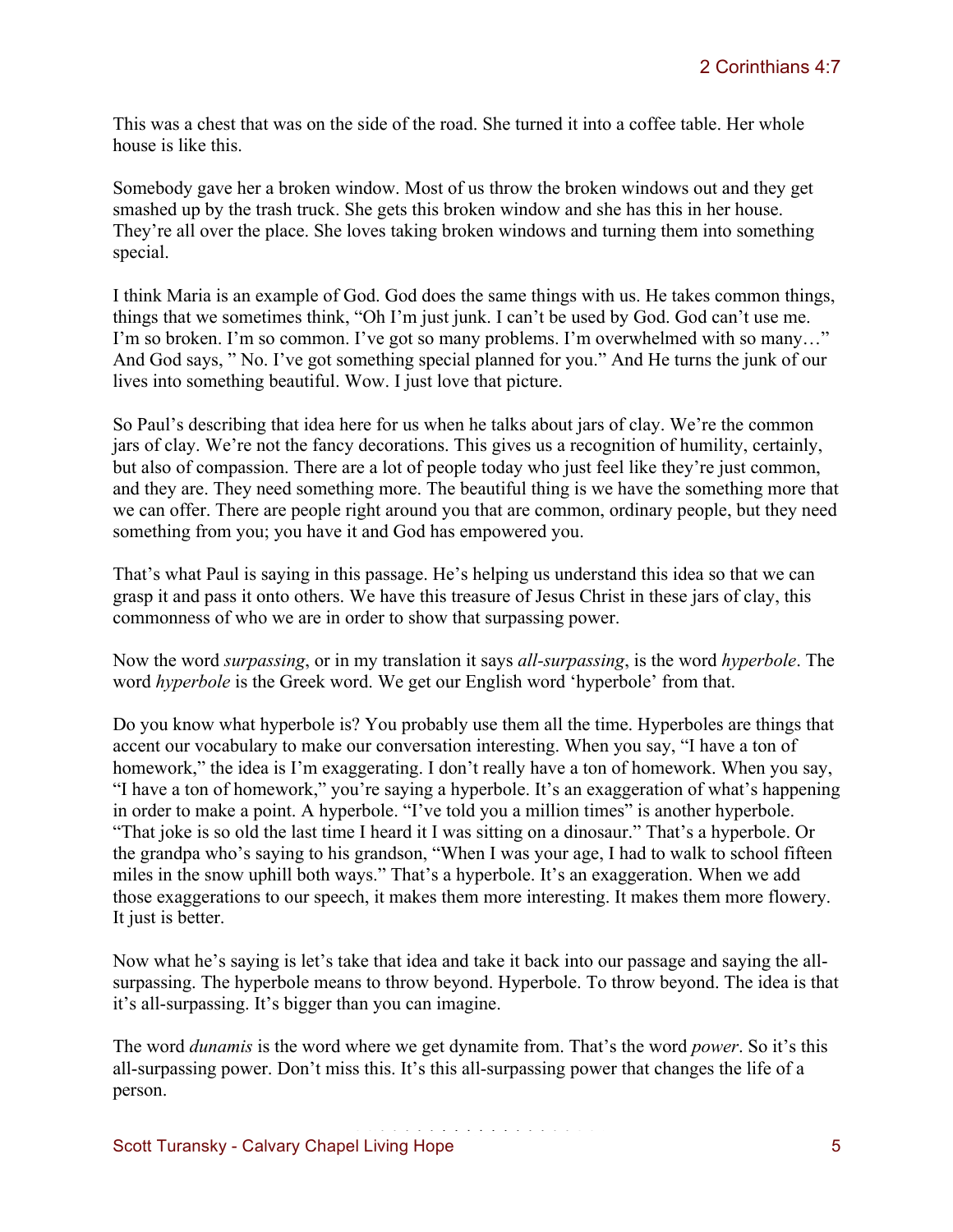This was a chest that was on the side of the road. She turned it into a coffee table. Her whole house is like this.

Somebody gave her a broken window. Most of us throw the broken windows out and they get smashed up by the trash truck. She gets this broken window and she has this in her house. They're all over the place. She loves taking broken windows and turning them into something special.

I think Maria is an example of God. God does the same things with us. He takes common things, things that we sometimes think, "Oh I'm just junk. I can't be used by God. God can't use me. I'm so broken. I'm so common. I've got so many problems. I'm overwhelmed with so many…" And God says, " No. I've got something special planned for you." And He turns the junk of our lives into something beautiful. Wow. I just love that picture.

So Paul's describing that idea here for us when he talks about jars of clay. We're the common jars of clay. We're not the fancy decorations. This gives us a recognition of humility, certainly, but also of compassion. There are a lot of people today who just feel like they're just common, and they are. They need something more. The beautiful thing is we have the something more that we can offer. There are people right around you that are common, ordinary people, but they need something from you; you have it and God has empowered you.

That's what Paul is saying in this passage. He's helping us understand this idea so that we can grasp it and pass it onto others. We have this treasure of Jesus Christ in these jars of clay, this commonness of who we are in order to show that surpassing power.

Now the word *surpassing*, or in my translation it says *all-surpassing*, is the word *hyperbole*. The word *hyperbole* is the Greek word. We get our English word 'hyperbole' from that.

Do you know what hyperbole is? You probably use them all the time. Hyperboles are things that accent our vocabulary to make our conversation interesting. When you say, "I have a ton of homework," the idea is I'm exaggerating. I don't really have a ton of homework. When you say, "I have a ton of homework," you're saying a hyperbole. It's an exaggeration of what's happening in order to make a point. A hyperbole. "I've told you a million times" is another hyperbole. "That joke is so old the last time I heard it I was sitting on a dinosaur." That's a hyperbole. Or the grandpa who's saying to his grandson, "When I was your age, I had to walk to school fifteen miles in the snow uphill both ways." That's a hyperbole. It's an exaggeration. When we add those exaggerations to our speech, it makes them more interesting. It makes them more flowery. It just is better.

Now what he's saying is let's take that idea and take it back into our passage and saying the all-surpassing. The hyperbole means to throw beyond. Hyperbole. To throw beyond. The idea is that it's all-surpassing. It's bigger than you can imagine.

The word *dunamis* is the word where we get dynamite from. That's the word *power*. So it's this all-surpassing power. Don't miss this. It's this all-surpassing power that changes the life of a person.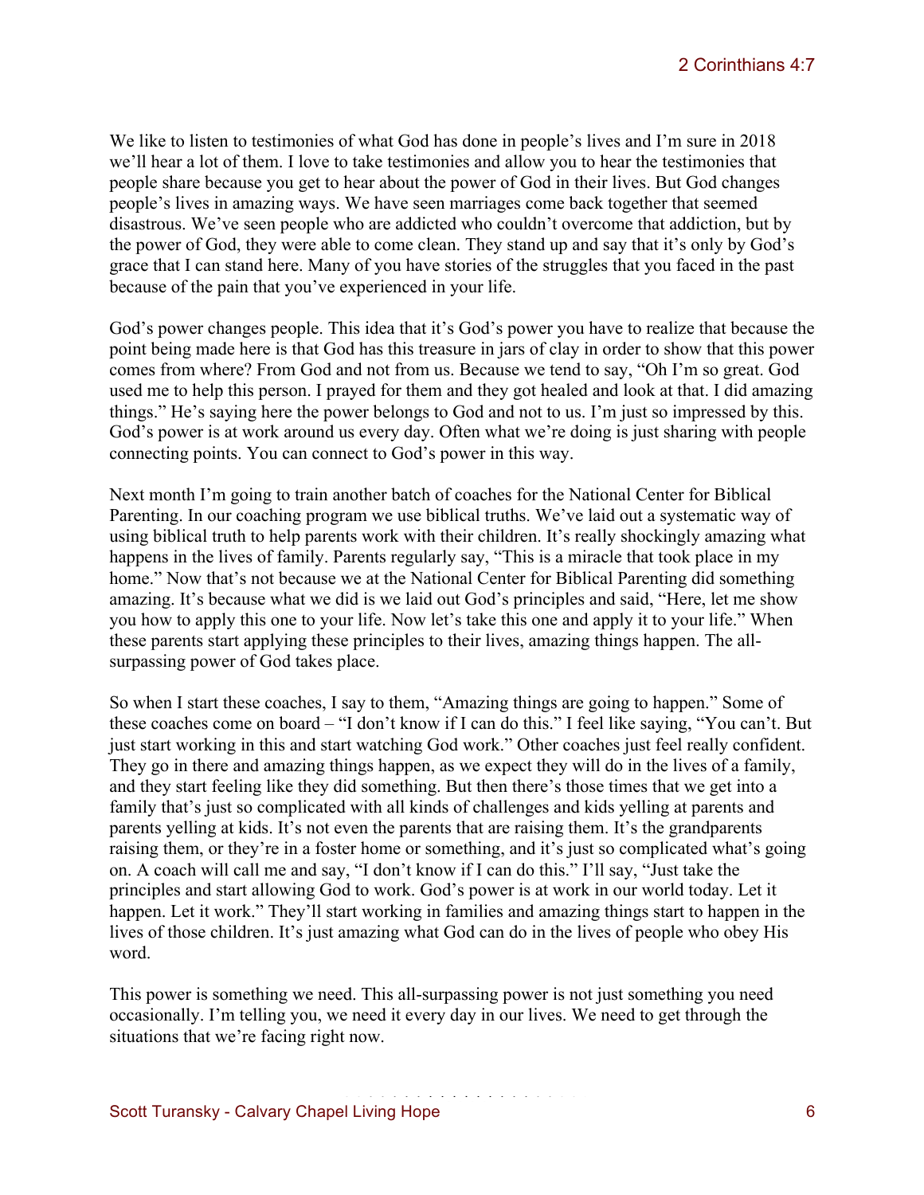We like to listen to testimonies of what God has done in people's lives and I'm sure in 2018 we'll hear a lot of them. I love to take testimonies and allow you to hear the testimonies that people share because you get to hear about the power of God in their lives. But God changes people's lives in amazing ways. We have seen marriages come back together that seemed disastrous. We've seen people who are addicted who couldn't overcome that addiction, but by the power of God, they were able to come clean. They stand up and say that it's only by God's grace that I can stand here. Many of you have stories of the struggles that you faced in the past because of the pain that you've experienced in your life.

God's power changes people. This idea that it's God's power you have to realize that because the point being made here is that God has this treasure in jars of clay in order to show that this power comes from where? From God and not from us. Because we tend to say, "Oh I'm so great. God used me to help this person. I prayed for them and they got healed and look at that. I did amazing things." He's saying here the power belongs to God and not to us. I'm just so impressed by this. God's power is at work around us every day. Often what we're doing is just sharing with people connecting points. You can connect to God's power in this way.

Next month I'm going to train another batch of coaches for the National Center for Biblical Parenting. In our coaching program we use biblical truths. We've laid out a systematic way of using biblical truth to help parents work with their children. It's really shockingly amazing what happens in the lives of family. Parents regularly say, "This is a miracle that took place in my home." Now that's not because we at the National Center for Biblical Parenting did something amazing. It's because what we did is we laid out God's principles and said, "Here, let me show you how to apply this one to your life. Now let's take this one and apply it to your life." When these parents start applying these principles to their lives, amazing things happen. The all-surpassing power of God takes place.

So when I start these coaches, I say to them, "Amazing things are going to happen." Some of these coaches come on board – "I don't know if I can do this." I feel like saying, "You can't. But just start working in this and start watching God work." Other coaches just feel really confident. They go in there and amazing things happen, as we expect they will do in the lives of a family, and they start feeling like they did something. But then there's those times that we get into a family that's just so complicated with all kinds of challenges and kids yelling at parents and parents yelling at kids. It's not even the parents that are raising them. It's the grandparents raising them, or they're in a foster home or something, and it's just so complicated what's going on. A coach will call me and say, "I don't know if I can do this." I'll say, "Just take the principles and start allowing God to work. God's power is at work in our world today. Let it happen. Let it work." They'll start working in families and amazing things start to happen in the lives of those children. It's just amazing what God can do in the lives of people who obey His word.

This power is something we need. This all-surpassing power is not just something you need occasionally. I'm telling you, we need it every day in our lives. We need to get through the situations that we're facing right now.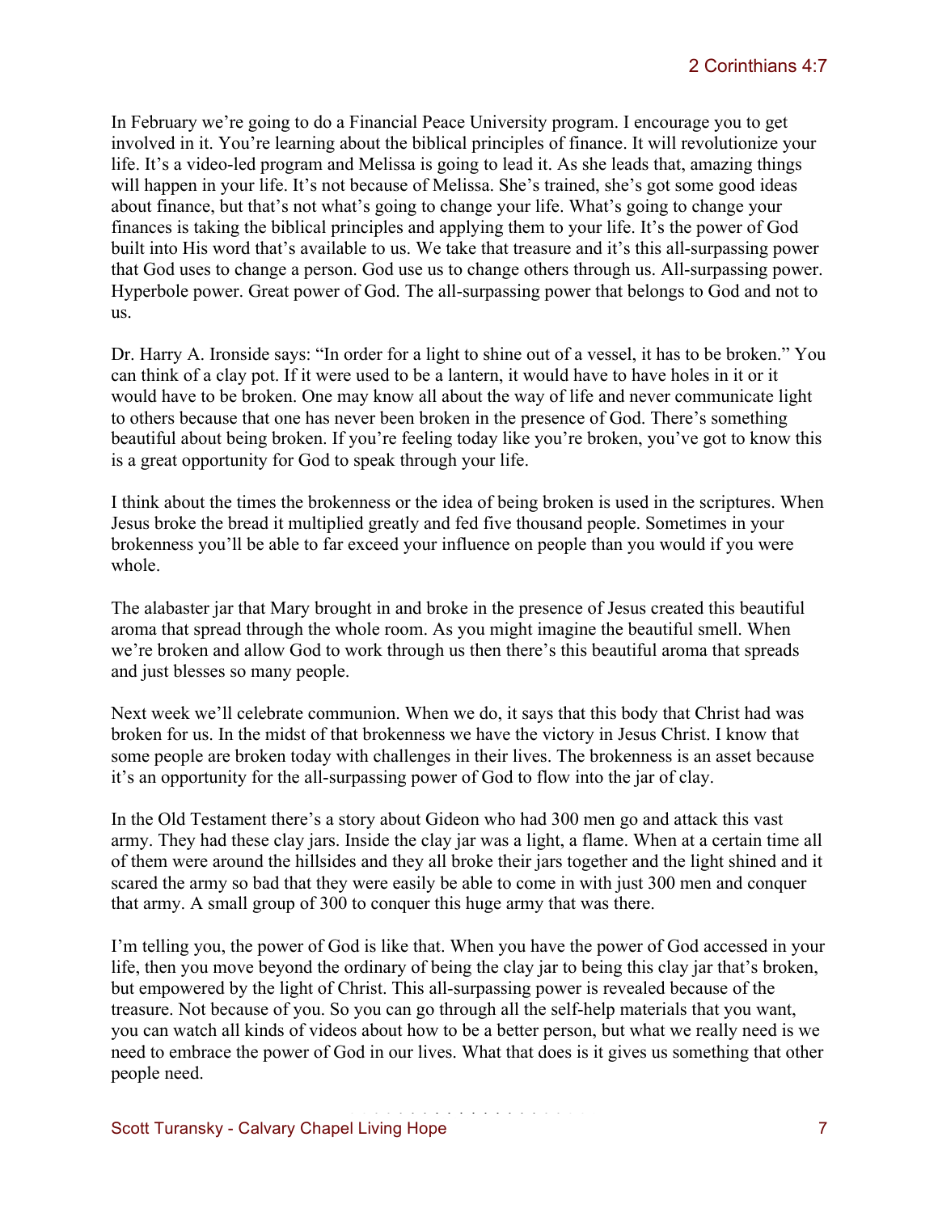In February we're going to do a Financial Peace University program. I encourage you to get involved in it. You're learning about the biblical principles of finance. It will revolutionize your life. It's a video-led program and Melissa is going to lead it. As she leads that, amazing things will happen in your life. It's not because of Melissa. She's trained, she's got some good ideas about finance, but that's not what's going to change your life. What's going to change your finances is taking the biblical principles and applying them to your life. It's the power of God built into His word that's available to us. We take that treasure and it's this all-surpassing power that God uses to change a person. God use us to change others through us. All-surpassing power. Hyperbole power. Great power of God. The all-surpassing power that belongs to God and not to us.

Dr. Harry A. Ironside says: "In order for a light to shine out of a vessel, it has to be broken." You can think of a clay pot. If it were used to be a lantern, it would have to have holes in it or it would have to be broken. One may know all about the way of life and never communicate light to others because that one has never been broken in the presence of God. There's something beautiful about being broken. If you're feeling today like you're broken, you've got to know this is a great opportunity for God to speak through your life.

I think about the times the brokenness or the idea of being broken is used in the scriptures. When Jesus broke the bread it multiplied greatly and fed five thousand people. Sometimes in your brokenness you'll be able to far exceed your influence on people than you would if you were whole.

The alabaster jar that Mary brought in and broke in the presence of Jesus created this beautiful aroma that spread through the whole room. As you might imagine the beautiful smell. When we're broken and allow God to work through us then there's this beautiful aroma that spreads and just blesses so many people.

Next week we'll celebrate communion. When we do, it says that this body that Christ had was broken for us. In the midst of that brokenness we have the victory in Jesus Christ. I know that some people are broken today with challenges in their lives. The brokenness is an asset because it's an opportunity for the all-surpassing power of God to flow into the jar of clay.

In the Old Testament there's a story about Gideon who had 300 men go and attack this vast army. They had these clay jars. Inside the clay jar was a light, a flame. When at a certain time all of them were around the hillsides and they all broke their jars together and the light shined and it scared the army so bad that they were easily be able to come in with just 300 men and conquer that army. A small group of 300 to conquer this huge army that was there.

I'm telling you, the power of God is like that. When you have the power of God accessed in your life, then you move beyond the ordinary of being the clay jar to being this clay jar that's broken, but empowered by the light of Christ. This all-surpassing power is revealed because of the treasure. Not because of you. So you can go through all the self-help materials that you want, you can watch all kinds of videos about how to be a better person, but what we really need is we need to embrace the power of God in our lives. What that does is it gives us something that other people need.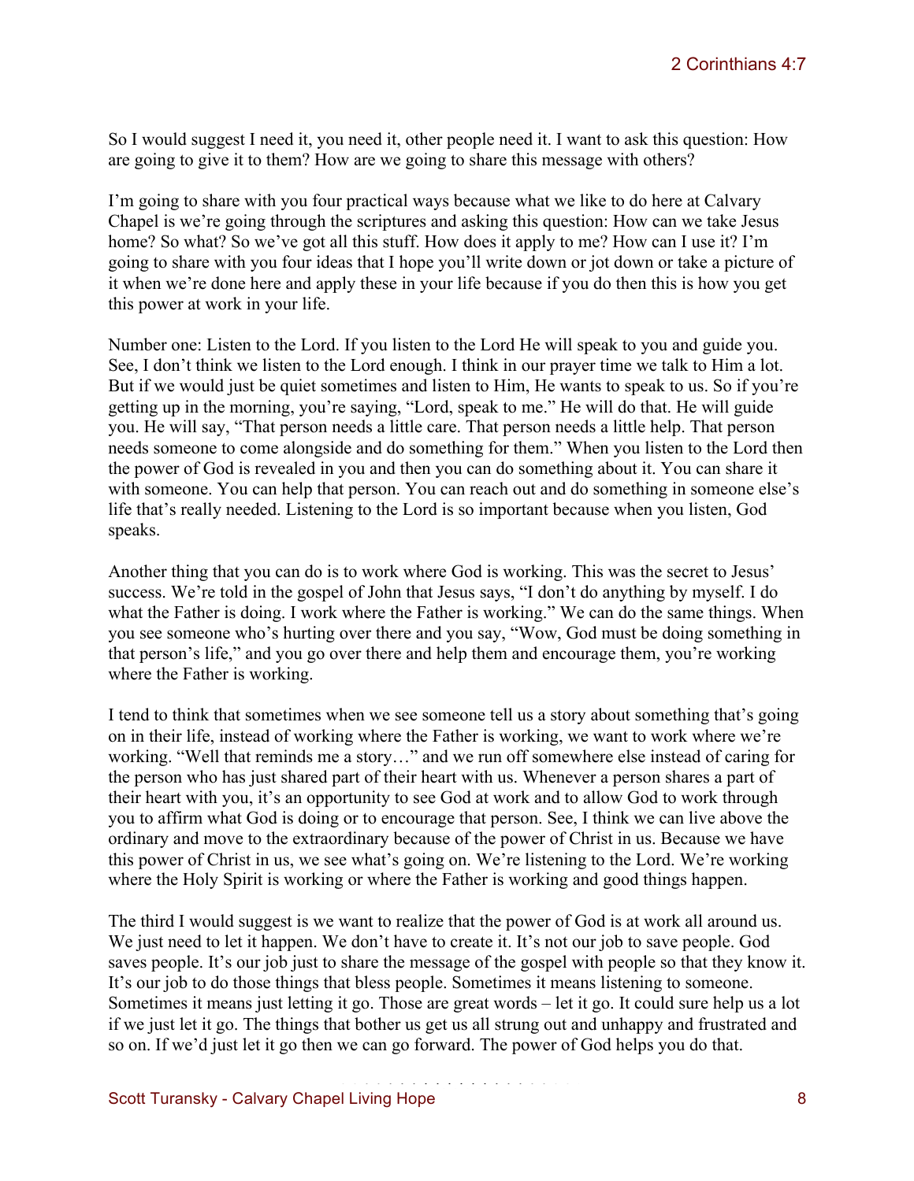So I would suggest I need it, you need it, other people need it. I want to ask this question: How are going to give it to them? How are we going to share this message with others?

I'm going to share with you four practical ways because what we like to do here at Calvary Chapel is we're going through the scriptures and asking this question: How can we take Jesus home? So what? So we've got all this stuff. How does it apply to me? How can I use it? I'm going to share with you four ideas that I hope you'll write down or jot down or take a picture of it when we're done here and apply these in your life because if you do then this is how you get this power at work in your life.

Number one: Listen to the Lord. If you listen to the Lord He will speak to you and guide you. See, I don't think we listen to the Lord enough. I think in our prayer time we talk to Him a lot. But if we would just be quiet sometimes and listen to Him, He wants to speak to us. So if you're getting up in the morning, you're saying, "Lord, speak to me." He will do that. He will guide you. He will say, "That person needs a little care. That person needs a little help. That person needs someone to come alongside and do something for them." When you listen to the Lord then the power of God is revealed in you and then you can do something about it. You can share it with someone. You can help that person. You can reach out and do something in someone else's life that's really needed. Listening to the Lord is so important because when you listen, God speaks.

Another thing that you can do is to work where God is working. This was the secret to Jesus' success. We're told in the gospel of John that Jesus says, "I don't do anything by myself. I do what the Father is doing. I work where the Father is working." We can do the same things. When you see someone who's hurting over there and you say, "Wow, God must be doing something in that person's life," and you go over there and help them and encourage them, you're working where the Father is working.

I tend to think that sometimes when we see someone tell us a story about something that's going on in their life, instead of working where the Father is working, we want to work where we're working. "Well that reminds me a story…" and we run off somewhere else instead of caring for the person who has just shared part of their heart with us. Whenever a person shares a part of their heart with you, it's an opportunity to see God at work and to allow God to work through you to affirm what God is doing or to encourage that person. See, I think we can live above the ordinary and move to the extraordinary because of the power of Christ in us. Because we have this power of Christ in us, we see what's going on. We're listening to the Lord. We're working where the Holy Spirit is working or where the Father is working and good things happen.

The third I would suggest is we want to realize that the power of God is at work all around us. We just need to let it happen. We don't have to create it. It's not our job to save people. God saves people. It's our job just to share the message of the gospel with people so that they know it. It's our job to do those things that bless people. Sometimes it means listening to someone. Sometimes it means just letting it go. Those are great words – let it go. It could sure help us a lot if we just let it go. The things that bother us get us all strung out and unhappy and frustrated and so on. If we'd just let it go then we can go forward. The power of God helps you do that.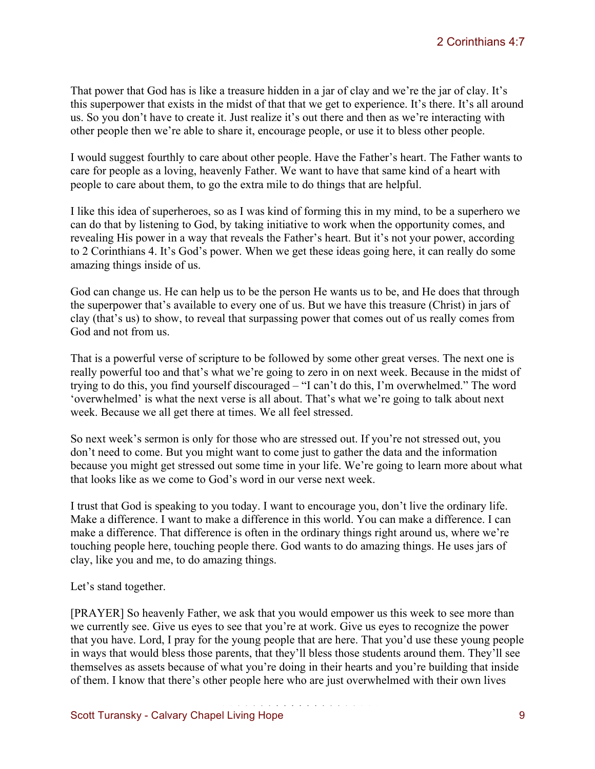That power that God has is like a treasure hidden in a jar of clay and we're the jar of clay. It's this superpower that exists in the midst of that that we get to experience. It's there. It's all around us. So you don't have to create it. Just realize it's out there and then as we're interacting with other people then we're able to share it, encourage people, or use it to bless other people.

I would suggest fourthly to care about other people. Have the Father's heart. The Father wants to care for people as a loving, heavenly Father. We want to have that same kind of a heart with people to care about them, to go the extra mile to do things that are helpful.

I like this idea of superheroes, so as I was kind of forming this in my mind, to be a superhero we can do that by listening to God, by taking initiative to work when the opportunity comes, and revealing His power in a way that reveals the Father's heart. But it's not your power, according to 2 Corinthians 4. It's God's power. When we get these ideas going here, it can really do some amazing things inside of us.

God can change us. He can help us to be the person He wants us to be, and He does that through the superpower that's available to every one of us. But we have this treasure (Christ) in jars of clay (that's us) to show, to reveal that surpassing power that comes out of us really comes from God and not from us.

That is a powerful verse of scripture to be followed by some other great verses. The next one is really powerful too and that's what we're going to zero in on next week. Because in the midst of trying to do this, you find yourself discouraged – "I can't do this, I'm overwhelmed." The word 'overwhelmed' is what the next verse is all about. That's what we're going to talk about next week. Because we all get there at times. We all feel stressed.

So next week's sermon is only for those who are stressed out. If you're not stressed out, you don't need to come. But you might want to come just to gather the data and the information because you might get stressed out some time in your life. We're going to learn more about what that looks like as we come to God's word in our verse next week.

I trust that God is speaking to you today. I want to encourage you, don't live the ordinary life. Make a difference. I want to make a difference in this world. You can make a difference. I can make a difference. That difference is often in the ordinary things right around us, where we're touching people here, touching people there. God wants to do amazing things. He uses jars of clay, like you and me, to do amazing things.

Let's stand together.

[PRAYER] So heavenly Father, we ask that you would empower us this week to see more than we currently see. Give us eyes to see that you're at work. Give us eyes to recognize the power that you have. Lord, I pray for the young people that are here. That you'd use these young people in ways that would bless those parents, that they'll bless those students around them. They'll see themselves as assets because of what you're doing in their hearts and you're building that inside of them. I know that there's other people here who are just overwhelmed with their own lives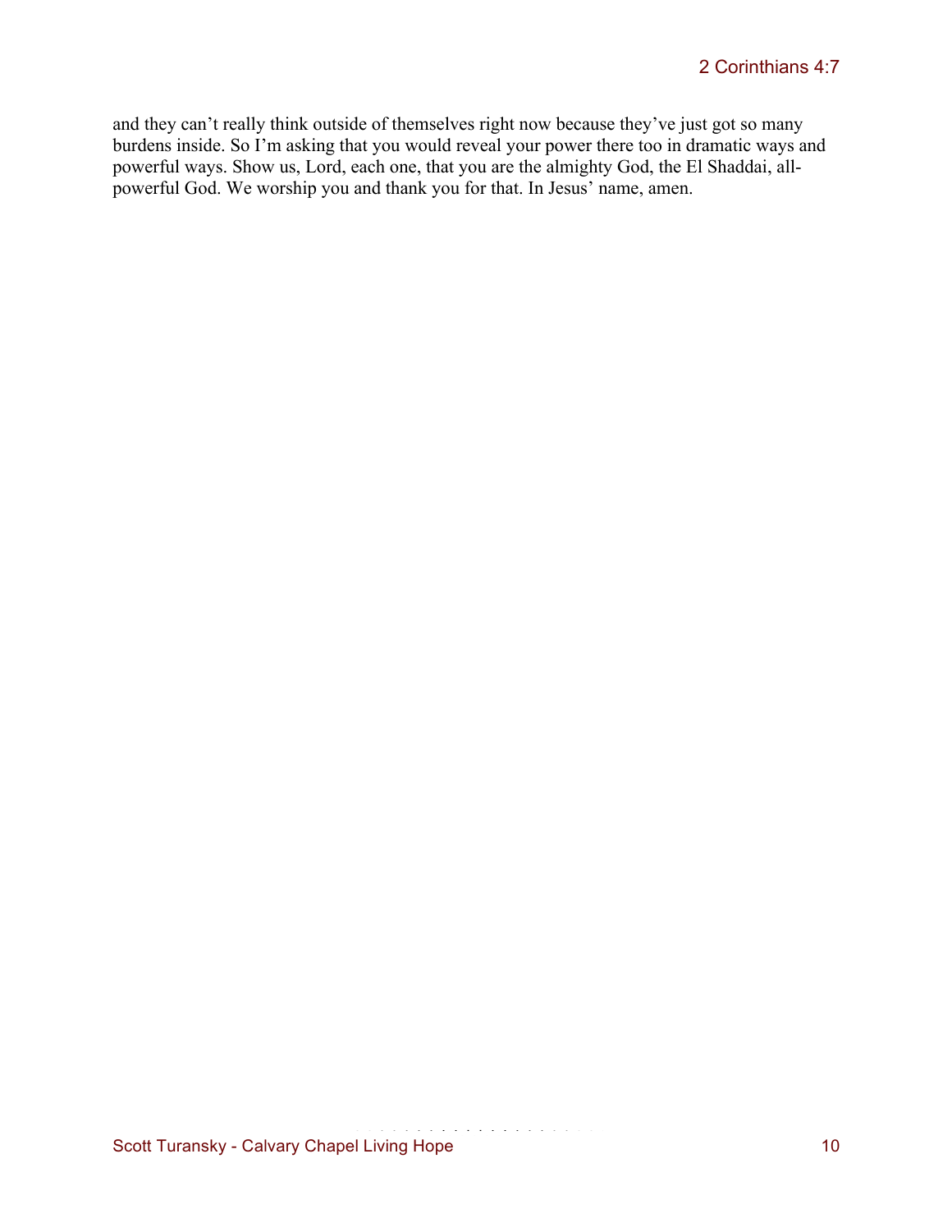and they can't really think outside of themselves right now because they've just got so many burdens inside. So I'm asking that you would reveal your power there too in dramatic ways and powerful ways. Show us, Lord, each one, that you are the almighty God, the El Shaddai, all-powerful God. We worship you and thank you for that. In Jesus' name, amen.